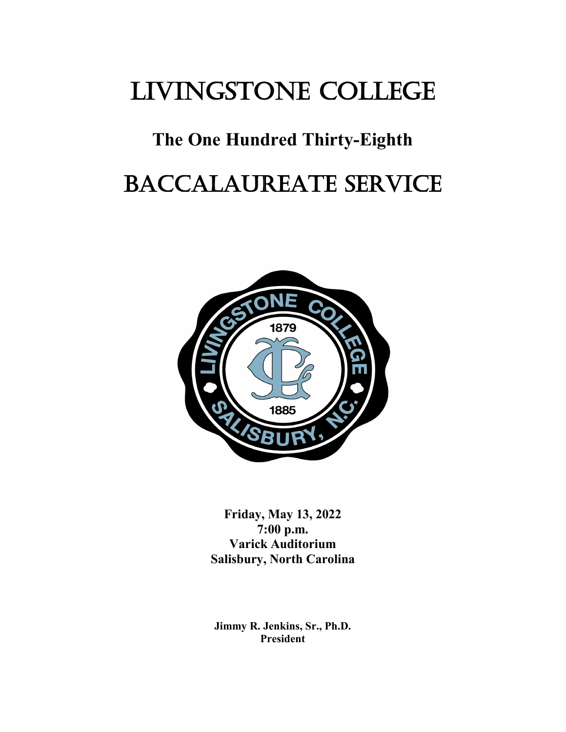# LIVINGSTONE COLLEGE

## The One Hundred Thirty-Eighth

# BACCALAUREATE SERVICE

**Friday, May 13, 2022**
**7:00 p.m.**
**Varick Auditorium**
**Salisbury, North Carolina**

**Jimmy R. Jenkins, Sr., Ph.D.**
**President**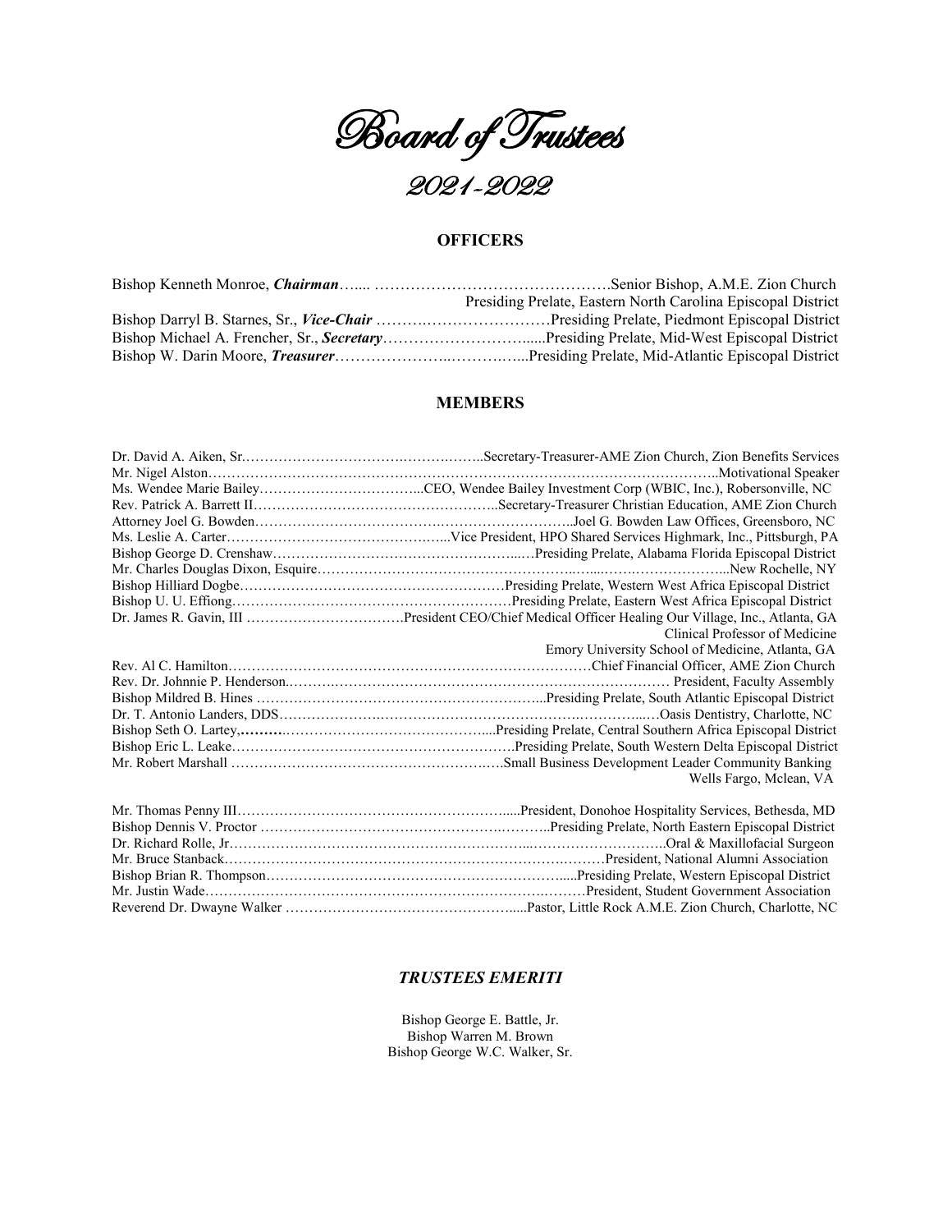# Board of Trustees

## 2021-2022

### OFFICERS

Bishop Kenneth Monroe, ***Chairman***…... ……………………………………….Senior Bishop, A.M.E. Zion Church
Presiding Prelate, Eastern North Carolina Episcopal District

Bishop Darryl B. Starnes, Sr., ***Vice-Chair*** ……….……………………Presiding Prelate, Piedmont Episcopal District

Bishop Michael A. Frencher, Sr., ***Secretary***…………………………......Presiding Prelate, Mid-West Episcopal District

Bishop W. Darin Moore, ***Treasurer***…………………..…….……...Presiding Prelate, Mid-Atlantic Episcopal District

### MEMBERS

Dr. David A. Aiken, Sr.……………………………….…….……..Secretary-Treasurer-AME Zion Church, Zion Benefits Services

Mr. Nigel Alston……………………………………………………………………………………………..Motivational Speaker

Ms. Wendee Marie Bailey……………………………...CEO, Wendee Bailey Investment Corp (WBIC, Inc.), Robersonville, NC

Rev. Patrick A. Barrett II……………………………………………..Secretary-Treasurer Christian Education, AME Zion Church

Attorney Joel G. Bowden…………………………………….…………………………..Joel G. Bowden Law Offices, Greensboro, NC

Ms. Leslie A. Carter……………………………………….…....Vice President, HPO Shared Services Highmark, Inc., Pittsburgh, PA

Bishop George D. Crenshaw…………………………………………...…Presiding Prelate, Alabama Florida Episcopal District

Mr. Charles Douglas Dixon, Esquire……………………………………………..…....……..………………...New Rochelle, NY

Bishop Hilliard Dogbe…………………………………………………Presiding Prelate, Western West Africa Episcopal District

Bishop U. U. Effiong……………………………………………………Presiding Prelate, Eastern West Africa Episcopal District

Dr. James R. Gavin, III …………………………….President CEO/Chief Medical Officer Healing Our Village, Inc., Atlanta, GA
Clinical Professor of Medicine
Emory University School of Medicine, Atlanta, GA

Rev. Al C. Hamilton……………………………………………………………………Chief Financial Officer, AME Zion Church

Rev. Dr. Johnnie P. Henderson.……….…………………………………………………………… President, Faculty Assembly

Bishop Mildred B. Hines ……………………………………………………...Presiding Prelate, South Atlantic Episcopal District

Dr. T. Antonio Landers, DDS………………….……………………………………….………...…Oasis Dentistry, Charlotte, NC

Bishop Seth O. Lartey,**………**……………………………………....Presiding Prelate, Central Southern Africa Episcopal District

Bishop Eric L. Leake…………………………………………………….Presiding Prelate, South Western Delta Episcopal District

Mr. Robert Marshall ……………………………………………….….Small Business Development Leader Community Banking
Wells Fargo, Mclean, VA

Mr. Thomas Penny III…………………………………………………......President, Donohoe Hospitality Services, Bethesda, MD

Bishop Dennis V. Proctor ……………………………………….………..Presiding Prelate, North Eastern Episcopal District

Dr. Richard Rolle, Jr.……………………………………………………..………………………..Oral & Maxillofacial Surgeon

Mr. Bruce Stanback………………………………………………………….………President, National Alumni Association

Bishop Brian R. Thompson………………………………………………….....Presiding Prelate, Western Episcopal District

Mr. Justin Wade……………………………………………………….………President, Student Government Association

Reverend Dr. Dwayne Walker …………………………………………......Pastor, Little Rock A.M.E. Zion Church, Charlotte, NC

### *TRUSTEES EMERITI*

Bishop George E. Battle, Jr.
Bishop Warren M. Brown
Bishop George W.C. Walker, Sr.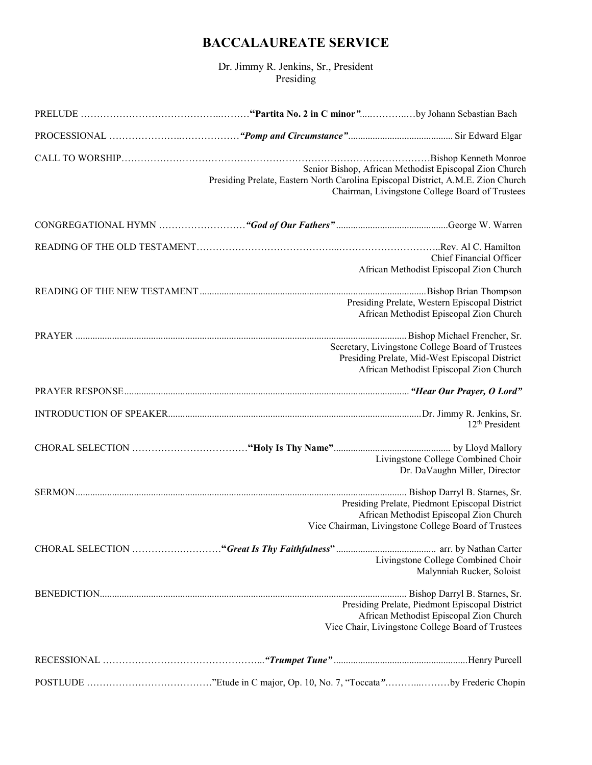# BACCALAUREATE SERVICE

Dr. Jimmy R. Jenkins, Sr., President
Presiding

PRELUDE …………………………………………**"Partita No. 2 in C minor"**……………by Johann Sebastian Bach

PROCESSIONAL ……………………………………***"Pomp and Circumstance"***………… Sir Edward Elgar

CALL TO WORSHIP………………………………………………………………………Bishop Kenneth Monroe
Senior Bishop, African Methodist Episcopal Zion Church
Presiding Prelate, Eastern North Carolina Episcopal District, A.M.E. Zion Church
Chairman, Livingstone College Board of Trustees

CONGREGATIONAL HYMN ………………………***"God of Our Fathers"***……………George W. Warren

READING OF THE OLD TESTAMENT……………………………………………………………Rev. Al C. Hamilton
Chief Financial Officer
African Methodist Episcopal Zion Church

READING OF THE NEW TESTAMENT……………………………………………………Bishop Brian Thompson
Presiding Prelate, Western Episcopal District
African Methodist Episcopal Zion Church

PRAYER ……………………………………………………………………………Bishop Michael Frencher, Sr.
Secretary, Livingstone College Board of Trustees
Presiding Prelate, Mid-West Episcopal District
African Methodist Episcopal Zion Church

PRAYER RESPONSE……………………………………………………………………***"Hear Our Prayer, O Lord"***

INTRODUCTION OF SPEAKER………………………………………………………Dr. Jimmy R. Jenkins, Sr.
12th President

CHORAL SELECTION ………………………………**"Holy Is Thy Name"**……………… by Lloyd Mallory
Livingstone College Combined Choir
Dr. DaVaughn Miller, Director

SERMON…………………………………………………………………………Bishop Darryl B. Starnes, Sr.
Presiding Prelate, Piedmont Episcopal District
African Methodist Episcopal Zion Church
Vice Chairman, Livingstone College Board of Trustees

CHORAL SELECTION ……………………………**"*Great Is Thy Faithfulness*"**……………… arr. by Nathan Carter
Livingstone College Combined Choir
Malynniah Rucker, Soloist

BENEDICTION…………………………………………………………………Bishop Darryl B. Starnes, Sr.
Presiding Prelate, Piedmont Episcopal District
African Methodist Episcopal Zion Church
Vice Chair, Livingstone College Board of Trustees

RECESSIONAL ……………………………………………***"Trumpet Tune"***……………………Henry Purcell

POSTLUDE …………………………………"Etude in C major, Op. 10, No. 7, "Toccata"…………………by Frederic Chopin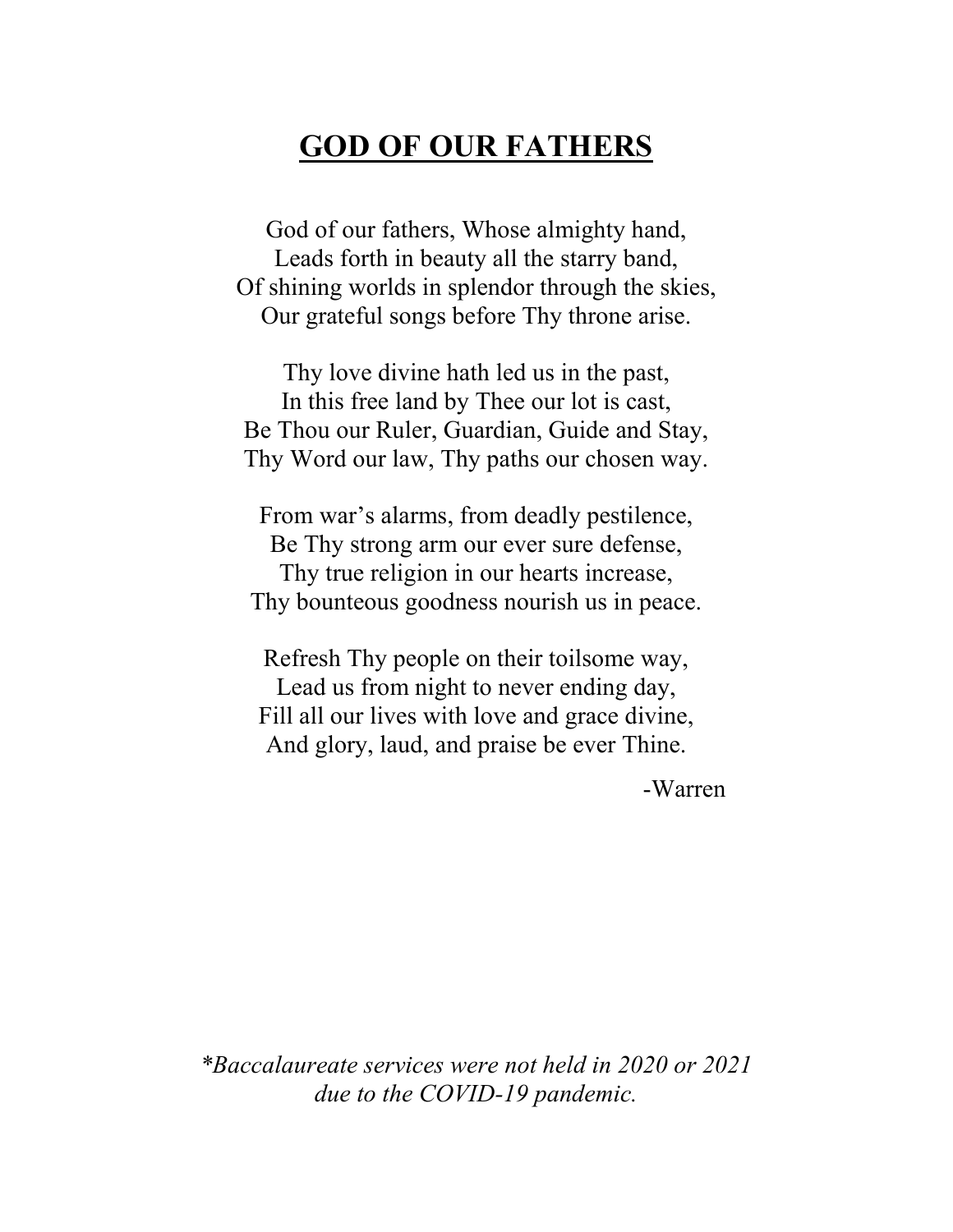# GOD OF OUR FATHERS

God of our fathers, Whose almighty hand,
Leads forth in beauty all the starry band,
Of shining worlds in splendor through the skies,
Our grateful songs before Thy throne arise.

Thy love divine hath led us in the past,
In this free land by Thee our lot is cast,
Be Thou our Ruler, Guardian, Guide and Stay,
Thy Word our law, Thy paths our chosen way.

From war's alarms, from deadly pestilence,
Be Thy strong arm our ever sure defense,
Thy true religion in our hearts increase,
Thy bounteous goodness nourish us in peace.

Refresh Thy people on their toilsome way,
Lead us from night to never ending day,
Fill all our lives with love and grace divine,
And glory, laud, and praise be ever Thine.

-Warren

*\*Baccalaureate services were not held in 2020 or 2021 due to the COVID-19 pandemic.*